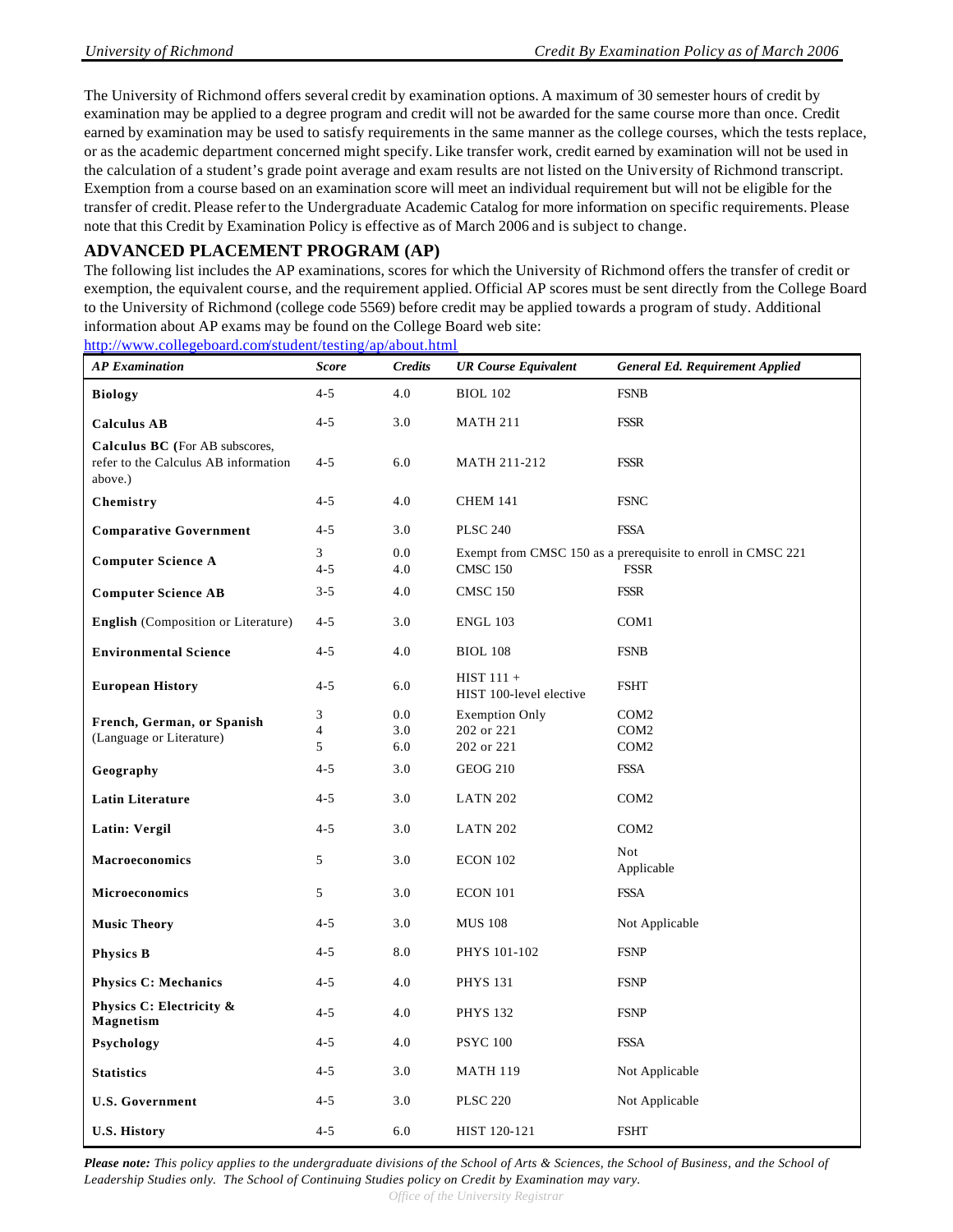The University of Richmond offers several credit by examination options. A maximum of 30 semester hours of credit by examination may be applied to a degree program and credit will not be awarded for the same course more than once. Credit earned by examination may be used to satisfy requirements in the same manner as the college courses, which the tests replace, or as the academic department concerned might specify. Like transfer work, credit earned by examination will not be used in the calculation of a student's grade point average and exam results are not listed on the University of Richmond transcript. Exemption from a course based on an examination score will meet an individual requirement but will not be eligible for the transfer of credit. Please refer to the Undergraduate Academic Catalog for more information on specific requirements. Please note that this Credit by Examination Policy is effective as of March 2006 and is subject to change.

## ADVANCED PLACEMENT PROGRAM (AP)

The following list includes the AP examinations, scores for which the University of Richmond offers the transfer of credit or exemption, the equivalent course, and the requirement applied. Official AP scores must be sent directly from the College Board to the University of Richmond (college code 5569) before credit may be applied towards a program of study. Additional information about AP exams may be found on the College Board web site:
http://www.collegeboard.com/student/testing/ap/about.html

| *AP Examination* | *Score* | *Credits* | *UR Course Equivalent* | *General Ed. Requirement Applied* |
|---|---|---|---|---|
| **Biology** | 4-5 | 4.0 | BIOL 102 | FSNB |
| **Calculus AB** | 4-5 | 3.0 | MATH 211 | FSSR |
| **Calculus BC (**For AB subscores, refer to the Calculus AB information above.) | 4-5 | 6.0 | MATH 211-212 | FSSR |
| **Chemistry** | 4-5 | 4.0 | CHEM 141 | FSNC |
| **Comparative Government** | 4-5 | 3.0 | PLSC 240 | FSSA |
| **Computer Science A** | 3<br>4-5 | 0.0<br>4.0 | Exempt from CMSC 150 as a prerequisite to enroll in CMSC 221<br>CMSC 150 | <br>FSSR |
| **Computer Science AB** | 3-5 | 4.0 | CMSC 150 | FSSR |
| **English** (Composition or Literature) | 4-5 | 3.0 | ENGL 103 | COM1 |
| **Environmental Science** | 4-5 | 4.0 | BIOL 108 | FSNB |
| **European History** | 4-5 | 6.0 | HIST 111 + HIST 100-level elective | FSHT |
| **French, German, or Spanish** (Language or Literature) | 3<br>4<br>5 | 0.0<br>3.0<br>6.0 | Exemption Only<br>202 or 221<br>202 or 221 | COM2<br>COM2<br>COM2 |
| **Geography** | 4-5 | 3.0 | GEOG 210 | FSSA |
| **Latin Literature** | 4-5 | 3.0 | LATN 202 | COM2 |
| **Latin: Vergil** | 4-5 | 3.0 | LATN 202 | COM2 |
| **Macroeconomics** | 5 | 3.0 | ECON 102 | Not Applicable |
| **Microeconomics** | 5 | 3.0 | ECON 101 | FSSA |
| **Music Theory** | 4-5 | 3.0 | MUS 108 | Not Applicable |
| **Physics B** | 4-5 | 8.0 | PHYS 101-102 | FSNP |
| **Physics C: Mechanics** | 4-5 | 4.0 | PHYS 131 | FSNP |
| **Physics C: Electricity & Magnetism** | 4-5 | 4.0 | PHYS 132 | FSNP |
| **Psychology** | 4-5 | 4.0 | PSYC 100 | FSSA |
| **Statistics** | 4-5 | 3.0 | MATH 119 | Not Applicable |
| **U.S. Government** | 4-5 | 3.0 | PLSC 220 | Not Applicable |
| **U.S. History** | 4-5 | 6.0 | HIST 120-121 | FSHT |

***Please note:*** *This policy applies to the undergraduate divisions of the School of Arts & Sciences, the School of Business, and the School of Leadership Studies only. The School of Continuing Studies policy on Credit by Examination may vary.*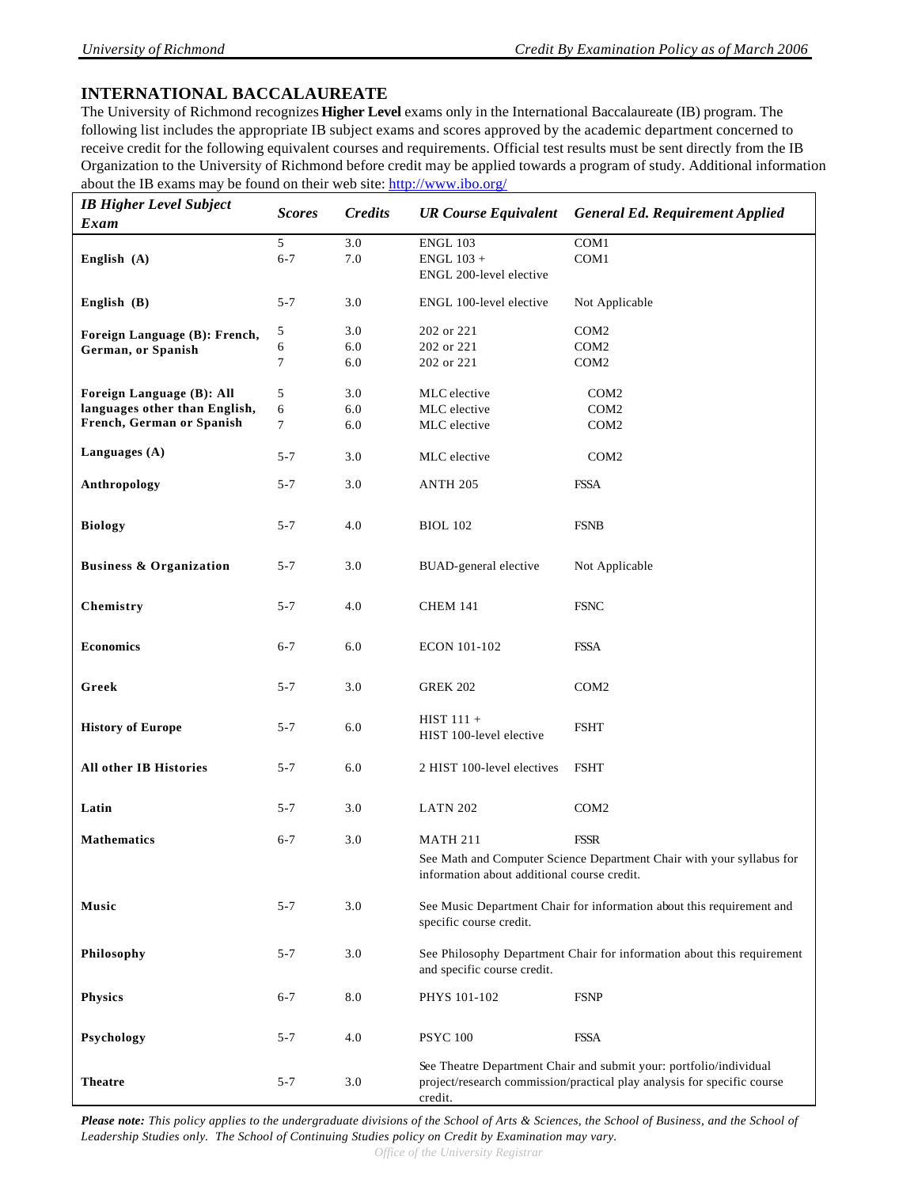## INTERNATIONAL BACCALAUREATE

The University of Richmond recognizes **Higher Level** exams only in the International Baccalaureate (IB) program. The following list includes the appropriate IB subject exams and scores approved by the academic department concerned to receive credit for the following equivalent courses and requirements. Official test results must be sent directly from the IB Organization to the University of Richmond before credit may be applied towards a program of study. Additional information about the IB exams may be found on their web site: http://www.ibo.org/

| *IB Higher Level Subject Exam* | *Scores* | *Credits* | *UR Course Equivalent* | *General Ed. Requirement Applied* |
|---|---|---|---|---|
| **English (A)** | 5 | 3.0 | ENGL 103 | COM1 |
| | 6-7 | 7.0 | ENGL 103 + ENGL 200-level elective | COM1 |
| **English (B)** | 5-7 | 3.0 | ENGL 100-level elective | Not Applicable |
| **Foreign Language (B): French, German, or Spanish** | 5 | 3.0 | 202 or 221 | COM2 |
| | 6 | 6.0 | 202 or 221 | COM2 |
| | 7 | 6.0 | 202 or 221 | COM2 |
| **Foreign Language (B): All languages other than English, French, German or Spanish** | 5 | 3.0 | MLC elective | COM2 |
| | 6 | 6.0 | MLC elective | COM2 |
| | 7 | 6.0 | MLC elective | COM2 |
| **Languages (A)** | 5-7 | 3.0 | MLC elective | COM2 |
| **Anthropology** | 5-7 | 3.0 | ANTH 205 | FSSA |
| **Biology** | 5-7 | 4.0 | BIOL 102 | FSNB |
| **Business & Organization** | 5-7 | 3.0 | BUAD-general elective | Not Applicable |
| **Chemistry** | 5-7 | 4.0 | CHEM 141 | FSNC |
| **Economics** | 6-7 | 6.0 | ECON 101-102 | FSSA |
| **Greek** | 5-7 | 3.0 | GREK 202 | COM2 |
| **History of Europe** | 5-7 | 6.0 | HIST 111 + HIST 100-level elective | FSHT |
| **All other IB Histories** | 5-7 | 6.0 | 2 HIST 100-level electives | FSHT |
| **Latin** | 5-7 | 3.0 | LATN 202 | COM2 |
| **Mathematics** | 6-7 | 3.0 | MATH 211<br>See Math and Computer Science Department Chair with your syllabus for information about additional course credit. | FSSR |
| **Music** | 5-7 | 3.0 | See Music Department Chair for information about this requirement and specific course credit. | |
| **Philosophy** | 5-7 | 3.0 | See Philosophy Department Chair for information about this requirement and specific course credit. | |
| **Physics** | 6-7 | 8.0 | PHYS 101-102 | FSNP |
| **Psychology** | 5-7 | 4.0 | PSYC 100 | FSSA |
| **Theatre** | 5-7 | 3.0 | See Theatre Department Chair and submit your: portfolio/individual project/research commission/practical play analysis for specific course credit. | |

***Please note:*** *This policy applies to the undergraduate divisions of the School of Arts & Sciences, the School of Business, and the School of Leadership Studies only. The School of Continuing Studies policy on Credit by Examination may vary.*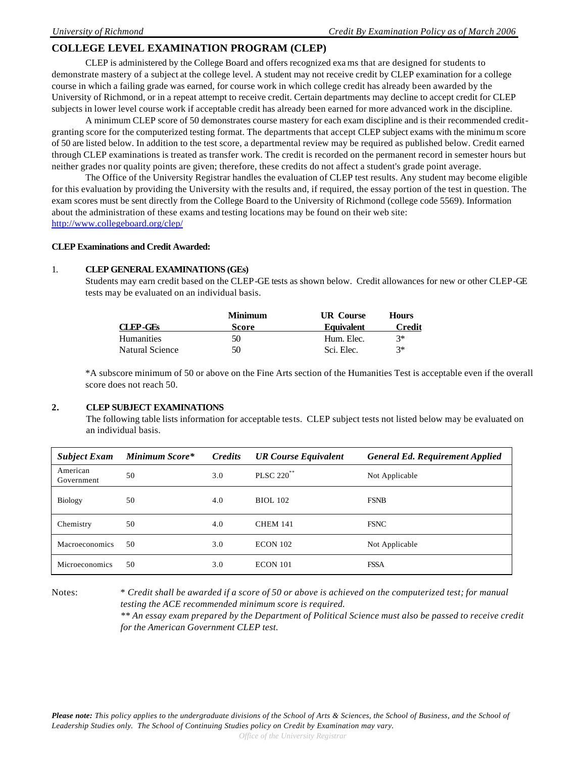## COLLEGE LEVEL EXAMINATION PROGRAM (CLEP)

CLEP is administered by the College Board and offers recognized exams that are designed for students to demonstrate mastery of a subject at the college level. A student may not receive credit by CLEP examination for a college course in which a failing grade was earned, for course work in which college credit has already been awarded by the University of Richmond, or in a repeat attempt to receive credit. Certain departments may decline to accept credit for CLEP subjects in lower level course work if acceptable credit has already been earned for more advanced work in the discipline.

A minimum CLEP score of 50 demonstrates course mastery for each exam discipline and is their recommended credit-granting score for the computerized testing format. The departments that accept CLEP subject exams with the minimum score of 50 are listed below. In addition to the test score, a departmental review may be required as published below. Credit earned through CLEP examinations is treated as transfer work. The credit is recorded on the permanent record in semester hours but neither grades nor quality points are given; therefore, these credits do not affect a student's grade point average.

The Office of the University Registrar handles the evaluation of CLEP test results. Any student may become eligible for this evaluation by providing the University with the results and, if required, the essay portion of the test in question. The exam scores must be sent directly from the College Board to the University of Richmond (college code 5569). Information about the administration of these exams and testing locations may be found on their web site: http://www.collegeboard.org/clep/

**CLEP Examinations and Credit Awarded:**

1. **CLEP GENERAL EXAMINATIONS (GEs)**

   Students may earn credit based on the CLEP-GE tests as shown below. Credit allowances for new or other CLEP-GE tests may be evaluated on an individual basis.

| CLEP-GEs | Minimum Score | UR Course Equivalent | Hours Credit |
|---|---|---|---|
| Humanities | 50 | Hum. Elec. | 3* |
| Natural Science | 50 | Sci. Elec. | 3* |

   *A subscore minimum of 50 or above on the Fine Arts section of the Humanities Test is acceptable even if the overall score does not reach 50.

2. **CLEP SUBJECT EXAMINATIONS**

   The following table lists information for acceptable tests. CLEP subject tests not listed below may be evaluated on an individual basis.

| *Subject Exam* | *Minimum Score** | *Credits* | *UR Course Equivalent* | *General Ed. Requirement Applied* |
|---|---|---|---|---|
| American Government | 50 | 3.0 | PLSC 220** | Not Applicable |
| Biology | 50 | 4.0 | BIOL 102 | FSNB |
| Chemistry | 50 | 4.0 | CHEM 141 | FSNC |
| Macroeconomics | 50 | 3.0 | ECON 102 | Not Applicable |
| Microeconomics | 50 | 3.0 | ECON 101 | FSSA |

Notes: *\* Credit shall be awarded if a score of 50 or above is achieved on the computerized test; for manual testing the ACE recommended minimum score is required.*

*\*\* An essay exam prepared by the Department of Political Science must also be passed to receive credit for the American Government CLEP test.*

***Please note:** This policy applies to the undergraduate divisions of the School of Arts & Sciences, the School of Business, and the School of Leadership Studies only. The School of Continuing Studies policy on Credit by Examination may vary.*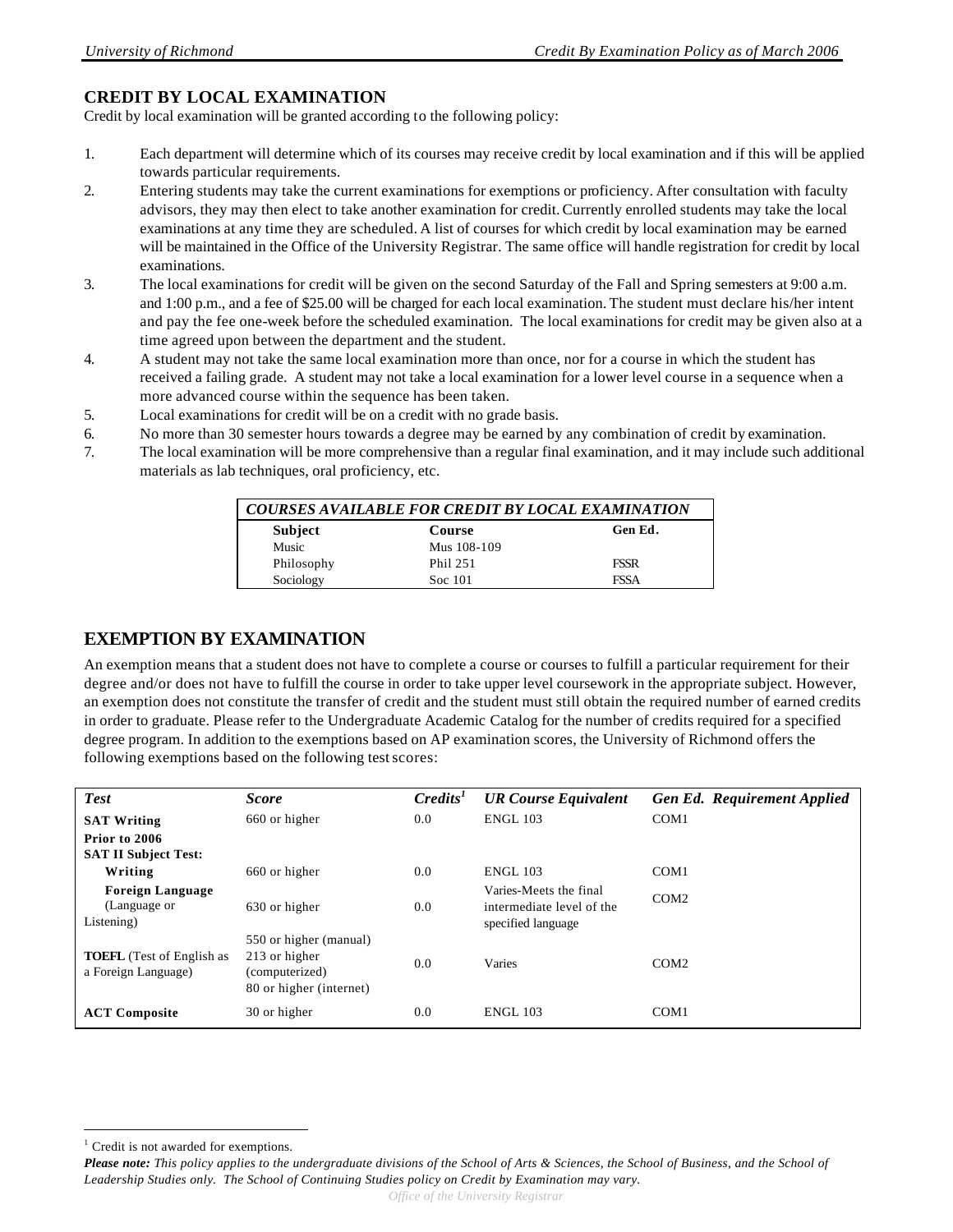## CREDIT BY LOCAL EXAMINATION

Credit by local examination will be granted according to the following policy:

1. Each department will determine which of its courses may receive credit by local examination and if this will be applied towards particular requirements.
2. Entering students may take the current examinations for exemptions or proficiency. After consultation with faculty advisors, they may then elect to take another examination for credit. Currently enrolled students may take the local examinations at any time they are scheduled. A list of courses for which credit by local examination may be earned will be maintained in the Office of the University Registrar. The same office will handle registration for credit by local examinations.
3. The local examinations for credit will be given on the second Saturday of the Fall and Spring semesters at 9:00 a.m. and 1:00 p.m., and a fee of $25.00 will be charged for each local examination. The student must declare his/her intent and pay the fee one-week before the scheduled examination. The local examinations for credit may be given also at a time agreed upon between the department and the student.
4. A student may not take the same local examination more than once, nor for a course in which the student has received a failing grade. A student may not take a local examination for a lower level course in a sequence when a more advanced course within the sequence has been taken.
5. Local examinations for credit will be on a credit with no grade basis.
6. No more than 30 semester hours towards a degree may be earned by any combination of credit by examination.
7. The local examination will be more comprehensive than a regular final examination, and it may include such additional materials as lab techniques, oral proficiency, etc.

***COURSES AVAILABLE FOR CREDIT BY LOCAL EXAMINATION***

| Subject | Course | Gen Ed. |
|---|---|---|
| Music | Mus 108-109 | |
| Philosophy | Phil 251 | FSSR |
| Sociology | Soc 101 | FSSA |

## EXEMPTION BY EXAMINATION

An exemption means that a student does not have to complete a course or courses to fulfill a particular requirement for their degree and/or does not have to fulfill the course in order to take upper level coursework in the appropriate subject. However, an exemption does not constitute the transfer of credit and the student must still obtain the required number of earned credits in order to graduate. Please refer to the Undergraduate Academic Catalog for the number of credits required for a specified degree program. In addition to the exemptions based on AP examination scores, the University of Richmond offers the following exemptions based on the following test scores:

| *Test* | *Score* | *Credits*[1] | *UR Course Equivalent* | *Gen Ed. Requirement Applied* |
|---|---|---|---|---|
| **SAT Writing** | 660 or higher | 0.0 | ENGL 103 | COM1 |
| **Prior to 2006 SAT II Subject Test:** | | | | |
| **Writing** | 660 or higher | 0.0 | ENGL 103 | COM1 |
| **Foreign Language** (Language or Listening) | 630 or higher | 0.0 | Varies-Meets the final intermediate level of the specified language | COM2 |
| **TOEFL** (Test of English as a Foreign Language) | 550 or higher (manual) 213 or higher (computerized) 80 or higher (internet) | 0.0 | Varies | COM2 |
| **ACT Composite** | 30 or higher | 0.0 | ENGL 103 | COM1 |

[1] Credit is not awarded for exemptions.

***Please note:*** *This policy applies to the undergraduate divisions of the School of Arts & Sciences, the School of Business, and the School of Leadership Studies only. The School of Continuing Studies policy on Credit by Examination may vary.*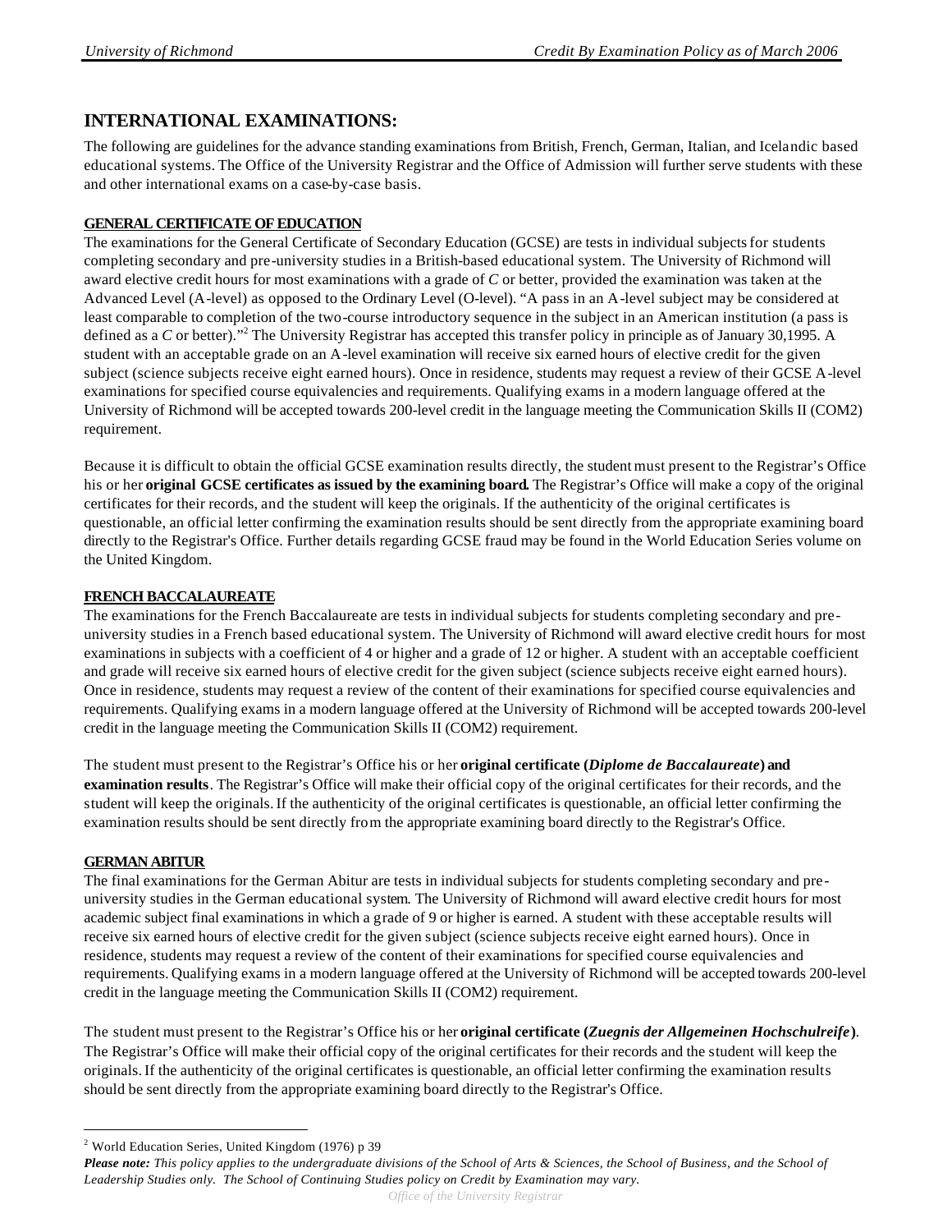## INTERNATIONAL EXAMINATIONS:

The following are guidelines for the advance standing examinations from British, French, German, Italian, and Icelandic based educational systems. The Office of the University Registrar and the Office of Admission will further serve students with these and other international exams on a case-by-case basis.

### GENERAL CERTIFICATE OF EDUCATION

The examinations for the General Certificate of Secondary Education (GCSE) are tests in individual subjects for students completing secondary and pre-university studies in a British-based educational system. The University of Richmond will award elective credit hours for most examinations with a grade of *C* or better, provided the examination was taken at the Advanced Level (A-level) as opposed to the Ordinary Level (O-level). "A pass in an A-level subject may be considered at least comparable to completion of the two-course introductory sequence in the subject in an American institution (a pass is defined as a *C* or better)."[2] The University Registrar has accepted this transfer policy in principle as of January 30,1995. A student with an acceptable grade on an A-level examination will receive six earned hours of elective credit for the given subject (science subjects receive eight earned hours). Once in residence, students may request a review of their GCSE A-level examinations for specified course equivalencies and requirements. Qualifying exams in a modern language offered at the University of Richmond will be accepted towards 200-level credit in the language meeting the Communication Skills II (COM2) requirement.

Because it is difficult to obtain the official GCSE examination results directly, the student must present to the Registrar's Office his or her **original GCSE certificates as issued by the examining board.** The Registrar's Office will make a copy of the original certificates for their records, and the student will keep the originals. If the authenticity of the original certificates is questionable, an official letter confirming the examination results should be sent directly from the appropriate examining board directly to the Registrar's Office. Further details regarding GCSE fraud may be found in the World Education Series volume on the United Kingdom.

### FRENCH BACCALAUREATE

The examinations for the French Baccalaureate are tests in individual subjects for students completing secondary and pre-university studies in a French based educational system. The University of Richmond will award elective credit hours for most examinations in subjects with a coefficient of 4 or higher and a grade of 12 or higher. A student with an acceptable coefficient and grade will receive six earned hours of elective credit for the given subject (science subjects receive eight earned hours). Once in residence, students may request a review of the content of their examinations for specified course equivalencies and requirements. Qualifying exams in a modern language offered at the University of Richmond will be accepted towards 200-level credit in the language meeting the Communication Skills II (COM2) requirement.

The student must present to the Registrar's Office his or her **original certificate (*Diplome de Baccalaureate*) and examination results**. The Registrar's Office will make their official copy of the original certificates for their records, and the student will keep the originals. If the authenticity of the original certificates is questionable, an official letter confirming the examination results should be sent directly from the appropriate examining board directly to the Registrar's Office.

### GERMAN ABITUR

The final examinations for the German Abitur are tests in individual subjects for students completing secondary and pre-university studies in the German educational system. The University of Richmond will award elective credit hours for most academic subject final examinations in which a grade of 9 or higher is earned. A student with these acceptable results will receive six earned hours of elective credit for the given subject (science subjects receive eight earned hours). Once in residence, students may request a review of the content of their examinations for specified course equivalencies and requirements. Qualifying exams in a modern language offered at the University of Richmond will be accepted towards 200-level credit in the language meeting the Communication Skills II (COM2) requirement.

The student must present to the Registrar's Office his or her **original certificate (*Zuegnis der Allgemeinen Hochschulreife*)**. The Registrar's Office will make their official copy of the original certificates for their records and the student will keep the originals. If the authenticity of the original certificates is questionable, an official letter confirming the examination results should be sent directly from the appropriate examining board directly to the Registrar's Office.

---

[2] World Education Series, United Kingdom (1976) p 39

***Please note:*** *This policy applies to the undergraduate divisions of the School of Arts & Sciences, the School of Business, and the School of Leadership Studies only. The School of Continuing Studies policy on Credit by Examination may vary.*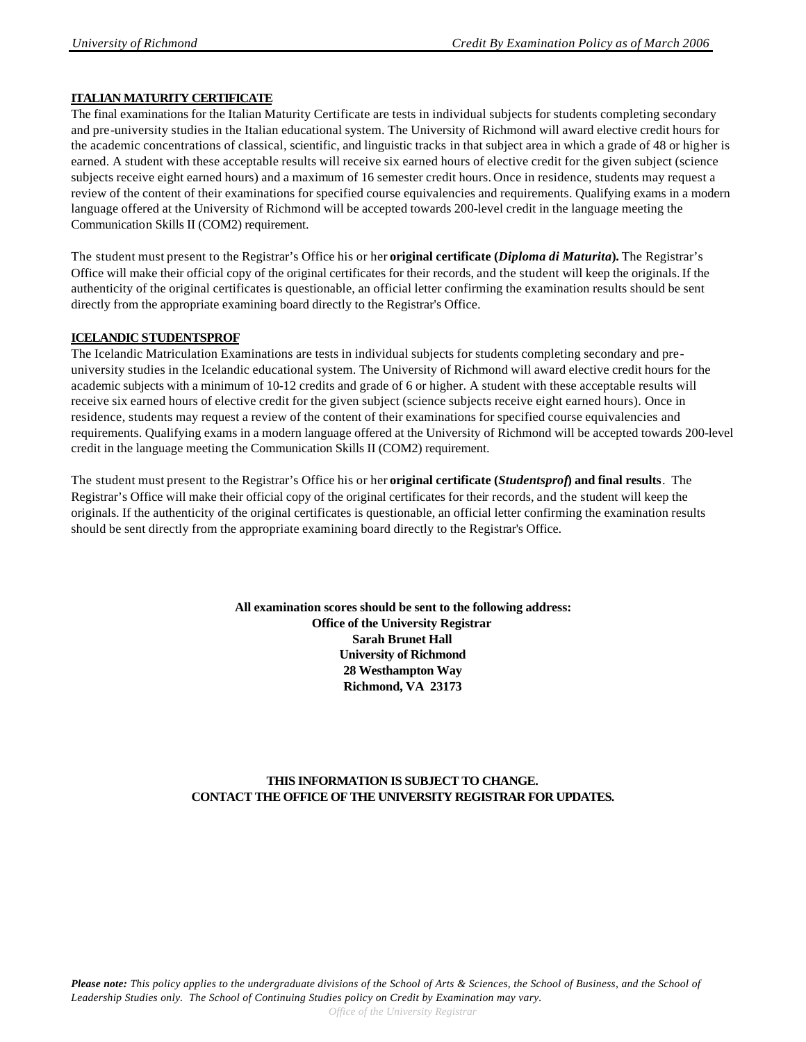## ITALIAN MATURITY CERTIFICATE

The final examinations for the Italian Maturity Certificate are tests in individual subjects for students completing secondary and pre-university studies in the Italian educational system. The University of Richmond will award elective credit hours for the academic concentrations of classical, scientific, and linguistic tracks in that subject area in which a grade of 48 or higher is earned. A student with these acceptable results will receive six earned hours of elective credit for the given subject (science subjects receive eight earned hours) and a maximum of 16 semester credit hours. Once in residence, students may request a review of the content of their examinations for specified course equivalencies and requirements. Qualifying exams in a modern language offered at the University of Richmond will be accepted towards 200-level credit in the language meeting the Communication Skills II (COM2) requirement.

The student must present to the Registrar's Office his or her **original certificate (*Diploma di Maturita*).** The Registrar's Office will make their official copy of the original certificates for their records, and the student will keep the originals. If the authenticity of the original certificates is questionable, an official letter confirming the examination results should be sent directly from the appropriate examining board directly to the Registrar's Office.

## ICELANDIC STUDENTSPROF

The Icelandic Matriculation Examinations are tests in individual subjects for students completing secondary and pre-university studies in the Icelandic educational system. The University of Richmond will award elective credit hours for the academic subjects with a minimum of 10-12 credits and grade of 6 or higher. A student with these acceptable results will receive six earned hours of elective credit for the given subject (science subjects receive eight earned hours). Once in residence, students may request a review of the content of their examinations for specified course equivalencies and requirements. Qualifying exams in a modern language offered at the University of Richmond will be accepted towards 200-level credit in the language meeting the Communication Skills II (COM2) requirement.

The student must present to the Registrar's Office his or her **original certificate (*Studentsprof*) and final results**. The Registrar's Office will make their official copy of the original certificates for their records, and the student will keep the originals. If the authenticity of the original certificates is questionable, an official letter confirming the examination results should be sent directly from the appropriate examining board directly to the Registrar's Office.

**All examination scores should be sent to the following address:**
**Office of the University Registrar**
**Sarah Brunet Hall**
**University of Richmond**
**28 Westhampton Way**
**Richmond, VA 23173**

**THIS INFORMATION IS SUBJECT TO CHANGE.**
**CONTACT THE OFFICE OF THE UNIVERSITY REGISTRAR FOR UPDATES.**

***Please note:*** *This policy applies to the undergraduate divisions of the School of Arts & Sciences, the School of Business, and the School of Leadership Studies only. The School of Continuing Studies policy on Credit by Examination may vary.*